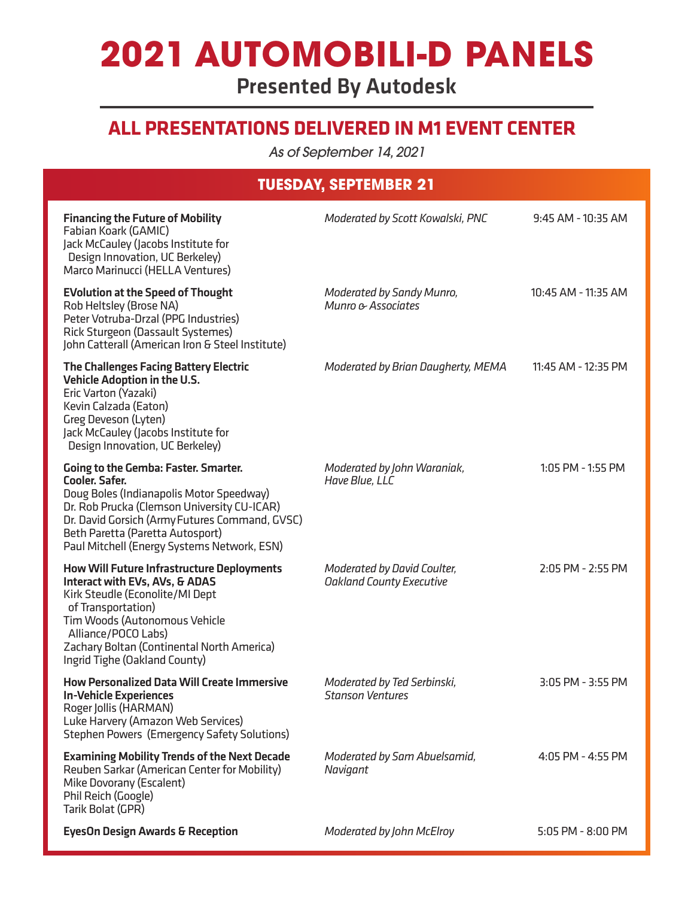# 2021 AUTOMOBILI-D PANELS

**Presented By Autodesk**

## ALL PRESENTATIONS DELIVERED IN M1 EVENT CENTER

*As of September 14, 2021*

### TUESDAY, SEPTEMBER 21

| Panel | Moderator | Time |
|---|---|---|
| **Financing the Future of Mobility**<br>Fabian Koark (GAMIC)<br>Jack McCauley (Jacobs Institute for Design Innovation, UC Berkeley)<br>Marco Marinucci (HELLA Ventures) | *Moderated by Scott Kowalski, PNC* | 9:45 AM - 10:35 AM |
| **EVolution at the Speed of Thought**<br>Rob Heltsley (Brose NA)<br>Peter Votruba-Drzal (PPG Industries)<br>Rick Sturgeon (Dassault Systemes)<br>John Catterall (American Iron & Steel Institute) | *Moderated by Sandy Munro, Munro & Associates* | 10:45 AM - 11:35 AM |
| **The Challenges Facing Battery Electric Vehicle Adoption in the U.S.**<br>Eric Varton (Yazaki)<br>Kevin Calzada (Eaton)<br>Greg Deveson (Lyten)<br>Jack McCauley (Jacobs Institute for Design Innovation, UC Berkeley) | *Moderated by Brian Daugherty, MEMA* | 11:45 AM - 12:35 PM |
| **Going to the Gemba: Faster. Smarter. Cooler. Safer.**<br>Doug Boles (Indianapolis Motor Speedway)<br>Dr. Rob Prucka (Clemson University CU-ICAR)<br>Dr. David Gorsich (Army Futures Command, GVSC)<br>Beth Paretta (Paretta Autosport)<br>Paul Mitchell (Energy Systems Network, ESN) | *Moderated by John Waraniak, Have Blue, LLC* | 1:05 PM - 1:55 PM |
| **How Will Future Infrastructure Deployments Interact with EVs, AVs, & ADAS**<br>Kirk Steudle (Econolite/MI Dept of Transportation)<br>Tim Woods (Autonomous Vehicle Alliance/POCO Labs)<br>Zachary Boltan (Continental North America)<br>Ingrid Tighe (Oakland County) | *Moderated by David Coulter, Oakland County Executive* | 2:05 PM - 2:55 PM |
| **How Personalized Data Will Create Immersive In-Vehicle Experiences**<br>Roger Jollis (HARMAN)<br>Luke Harvery (Amazon Web Services)<br>Stephen Powers (Emergency Safety Solutions) | *Moderated by Ted Serbinski, Stanson Ventures* | 3:05 PM - 3:55 PM |
| **Examining Mobility Trends of the Next Decade**<br>Reuben Sarkar (American Center for Mobility)<br>Mike Dovorany (Escalent)<br>Phil Reich (Google)<br>Tarik Bolat (GPR) | *Moderated by Sam Abuelsamid, Navigant* | 4:05 PM - 4:55 PM |
| **EyesOn Design Awards & Reception** | *Moderated by John McElroy* | 5:05 PM - 8:00 PM |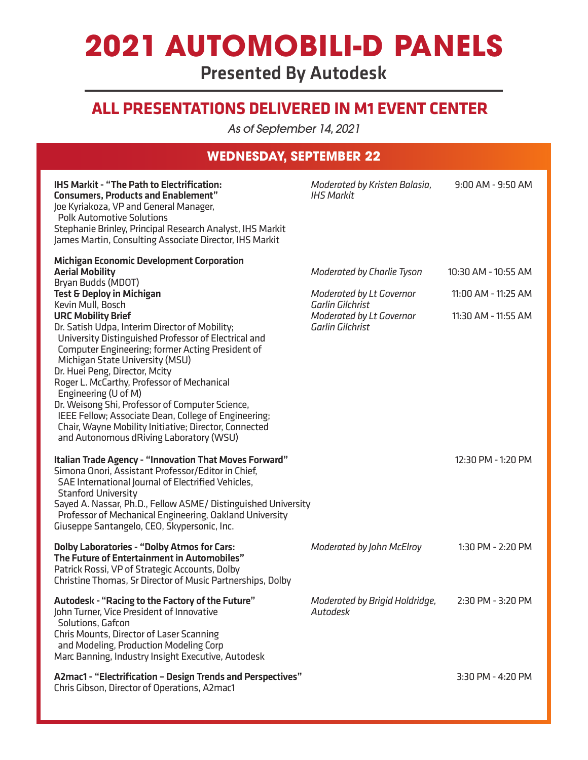# 2021 AUTOMOBILI-D PANELS

## Presented By Autodesk

## ALL PRESENTATIONS DELIVERED IN M1 EVENT CENTER

*As of September 14, 2021*

### WEDNESDAY, SEPTEMBER 22

| | | |
|---|---|---|
| **IHS Markit - "The Path to Electrification: Consumers, Products and Enablement"**<br>Joe Kyriakoza, VP and General Manager, Polk Automotive Solutions<br>Stephanie Brinley, Principal Research Analyst, IHS Markit<br>James Martin, Consulting Associate Director, IHS Markit | *Moderated by Kristen Balasia, IHS Markit* | 9:00 AM - 9:50 AM |
| **Michigan Economic Development Corporation** | | |
| **Aerial Mobility**<br>Bryan Budds (MDOT) | *Moderated by Charlie Tyson* | 10:30 AM - 10:55 AM |
| **Test & Deploy in Michigan**<br>Kevin Mull, Bosch | *Moderated by Lt Governor Garlin Gilchrist* | 11:00 AM - 11:25 AM |
| **URC Mobility Brief**<br>Dr. Satish Udpa, Interim Director of Mobility; University Distinguished Professor of Electrical and Computer Engineering; former Acting President of Michigan State University (MSU)<br>Dr. Huei Peng, Director, Mcity<br>Roger L. McCarthy, Professor of Mechanical Engineering (U of M)<br>Dr. Weisong Shi, Professor of Computer Science, IEEE Fellow; Associate Dean, College of Engineering; Chair, Wayne Mobility Initiative; Director, Connected and Autonomous dRiving Laboratory (WSU) | *Moderated by Lt Governor Garlin Gilchrist* | 11:30 AM - 11:55 AM |
| **Italian Trade Agency - "Innovation That Moves Forward"**<br>Simona Onori, Assistant Professor/Editor in Chief, SAE International Journal of Electrified Vehicles, Stanford University<br>Sayed A. Nassar, Ph.D., Fellow ASME/ Distinguished University Professor of Mechanical Engineering, Oakland University<br>Giuseppe Santangelo, CEO, Skypersonic, Inc. | | 12:30 PM - 1:20 PM |
| **Dolby Laboratories - "Dolby Atmos for Cars: The Future of Entertainment in Automobiles"**<br>Patrick Rossi, VP of Strategic Accounts, Dolby<br>Christine Thomas, Sr Director of Music Partnerships, Dolby | *Moderated by John McElroy* | 1:30 PM - 2:20 PM |
| **Autodesk - "Racing to the Factory of the Future"**<br>John Turner, Vice President of Innovative Solutions, Gafcon<br>Chris Mounts, Director of Laser Scanning and Modeling, Production Modeling Corp<br>Marc Banning, Industry Insight Executive, Autodesk | *Moderated by Brigid Holdridge, Autodesk* | 2:30 PM - 3:20 PM |
| **A2mac1 - "Electrification – Design Trends and Perspectives"**<br>Chris Gibson, Director of Operations, A2mac1 | | 3:30 PM - 4:20 PM |